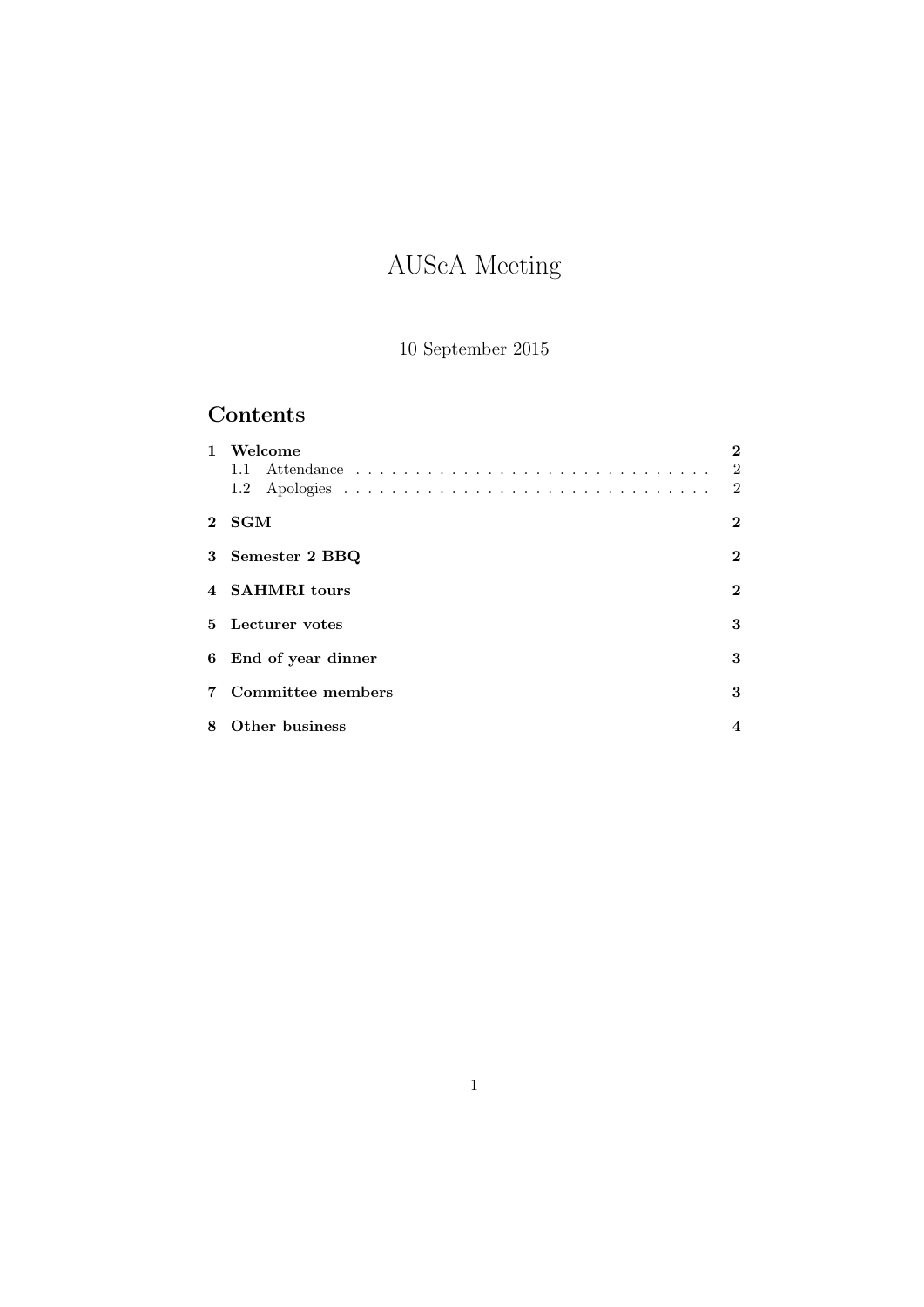# AUScA Meeting

10 September 2015

## Contents

| | | |
|---|---|---|
| **1** | **Welcome** | **2** |
| | 1.1 Attendance | 2 |
| | 1.2 Apologies | 2 |
| **2** | **SGM** | **2** |
| **3** | **Semester 2 BBQ** | **2** |
| **4** | **SAHMRI tours** | **2** |
| **5** | **Lecturer votes** | **3** |
| **6** | **End of year dinner** | **3** |
| **7** | **Committee members** | **3** |
| **8** | **Other business** | **4** |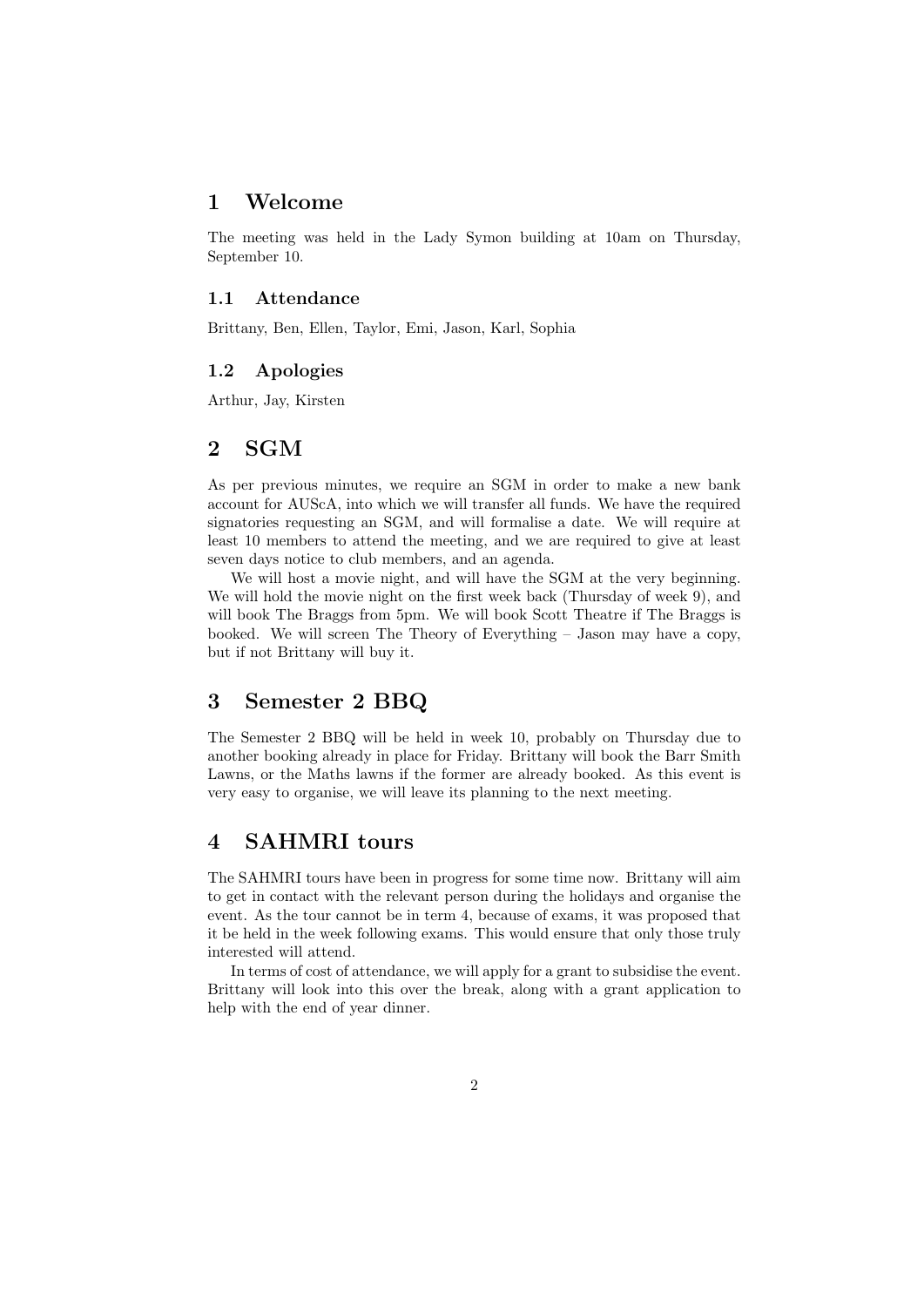# 1 Welcome

The meeting was held in the Lady Symon building at 10am on Thursday, September 10.

## 1.1 Attendance

Brittany, Ben, Ellen, Taylor, Emi, Jason, Karl, Sophia

## 1.2 Apologies

Arthur, Jay, Kirsten

# 2 SGM

As per previous minutes, we require an SGM in order to make a new bank account for AUScA, into which we will transfer all funds. We have the required signatories requesting an SGM, and will formalise a date. We will require at least 10 members to attend the meeting, and we are required to give at least seven days notice to club members, and an agenda.

We will host a movie night, and will have the SGM at the very beginning. We will hold the movie night on the first week back (Thursday of week 9), and will book The Braggs from 5pm. We will book Scott Theatre if The Braggs is booked. We will screen The Theory of Everything – Jason may have a copy, but if not Brittany will buy it.

# 3 Semester 2 BBQ

The Semester 2 BBQ will be held in week 10, probably on Thursday due to another booking already in place for Friday. Brittany will book the Barr Smith Lawns, or the Maths lawns if the former are already booked. As this event is very easy to organise, we will leave its planning to the next meeting.

# 4 SAHMRI tours

The SAHMRI tours have been in progress for some time now. Brittany will aim to get in contact with the relevant person during the holidays and organise the event. As the tour cannot be in term 4, because of exams, it was proposed that it be held in the week following exams. This would ensure that only those truly interested will attend.

In terms of cost of attendance, we will apply for a grant to subsidise the event. Brittany will look into this over the break, along with a grant application to help with the end of year dinner.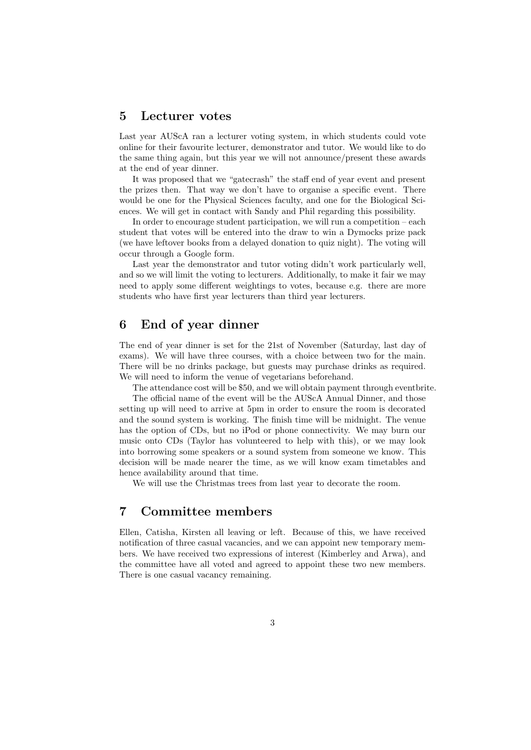## 5 Lecturer votes

Last year AUScA ran a lecturer voting system, in which students could vote online for their favourite lecturer, demonstrator and tutor. We would like to do the same thing again, but this year we will not announce/present these awards at the end of year dinner.

It was proposed that we "gatecrash" the staff end of year event and present the prizes then. That way we don't have to organise a specific event. There would be one for the Physical Sciences faculty, and one for the Biological Sciences. We will get in contact with Sandy and Phil regarding this possibility.

In order to encourage student participation, we will run a competition – each student that votes will be entered into the draw to win a Dymocks prize pack (we have leftover books from a delayed donation to quiz night). The voting will occur through a Google form.

Last year the demonstrator and tutor voting didn't work particularly well, and so we will limit the voting to lecturers. Additionally, to make it fair we may need to apply some different weightings to votes, because e.g. there are more students who have first year lecturers than third year lecturers.

## 6 End of year dinner

The end of year dinner is set for the 21st of November (Saturday, last day of exams). We will have three courses, with a choice between two for the main. There will be no drinks package, but guests may purchase drinks as required. We will need to inform the venue of vegetarians beforehand.

The attendance cost will be $50, and we will obtain payment through eventbrite.

The official name of the event will be the AUScA Annual Dinner, and those setting up will need to arrive at 5pm in order to ensure the room is decorated and the sound system is working. The finish time will be midnight. The venue has the option of CDs, but no iPod or phone connectivity. We may burn our music onto CDs (Taylor has volunteered to help with this), or we may look into borrowing some speakers or a sound system from someone we know. This decision will be made nearer the time, as we will know exam timetables and hence availability around that time.

We will use the Christmas trees from last year to decorate the room.

## 7 Committee members

Ellen, Catisha, Kirsten all leaving or left. Because of this, we have received notification of three casual vacancies, and we can appoint new temporary members. We have received two expressions of interest (Kimberley and Arwa), and the committee have all voted and agreed to appoint these two new members. There is one casual vacancy remaining.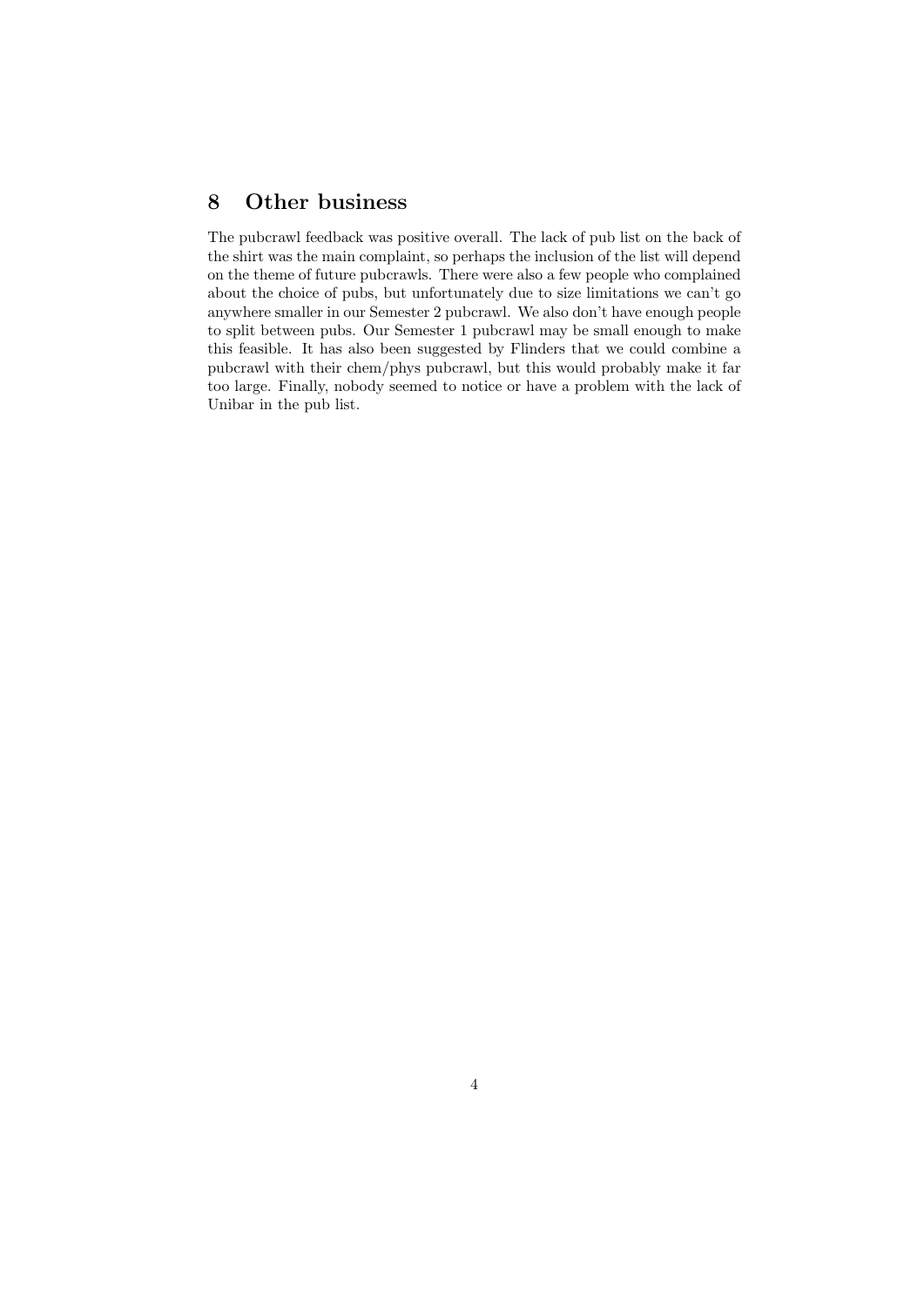## 8 Other business

The pubcrawl feedback was positive overall. The lack of pub list on the back of the shirt was the main complaint, so perhaps the inclusion of the list will depend on the theme of future pubcrawls. There were also a few people who complained about the choice of pubs, but unfortunately due to size limitations we can't go anywhere smaller in our Semester 2 pubcrawl. We also don't have enough people to split between pubs. Our Semester 1 pubcrawl may be small enough to make this feasible. It has also been suggested by Flinders that we could combine a pubcrawl with their chem/phys pubcrawl, but this would probably make it far too large. Finally, nobody seemed to notice or have a problem with the lack of Unibar in the pub list.